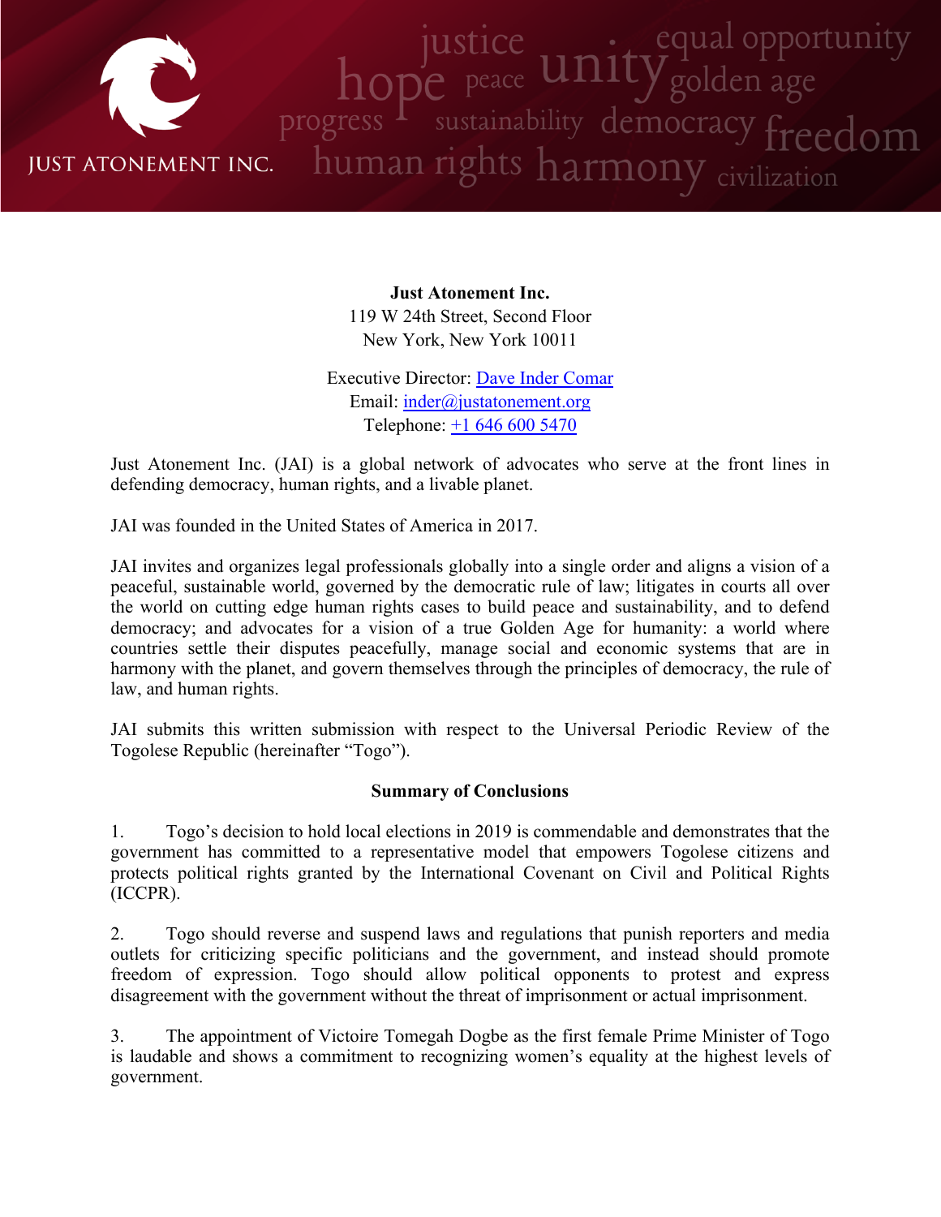**Just Atonement Inc.**
119 W 24th Street, Second Floor
New York, New York 10011

Executive Director: Dave Inder Comar
Email: inder@justatonement.org
Telephone: +1 646 600 5470

Just Atonement Inc. (JAI) is a global network of advocates who serve at the front lines in defending democracy, human rights, and a livable planet.

JAI was founded in the United States of America in 2017.

JAI invites and organizes legal professionals globally into a single order and aligns a vision of a peaceful, sustainable world, governed by the democratic rule of law; litigates in courts all over the world on cutting edge human rights cases to build peace and sustainability, and to defend democracy; and advocates for a vision of a true Golden Age for humanity: a world where countries settle their disputes peacefully, manage social and economic systems that are in harmony with the planet, and govern themselves through the principles of democracy, the rule of law, and human rights.

JAI submits this written submission with respect to the Universal Periodic Review of the Togolese Republic (hereinafter "Togo").

## Summary of Conclusions

1. Togo's decision to hold local elections in 2019 is commendable and demonstrates that the government has committed to a representative model that empowers Togolese citizens and protects political rights granted by the International Covenant on Civil and Political Rights (ICCPR).

2. Togo should reverse and suspend laws and regulations that punish reporters and media outlets for criticizing specific politicians and the government, and instead should promote freedom of expression. Togo should allow political opponents to protest and express disagreement with the government without the threat of imprisonment or actual imprisonment.

3. The appointment of Victoire Tomegah Dogbe as the first female Prime Minister of Togo is laudable and shows a commitment to recognizing women's equality at the highest levels of government.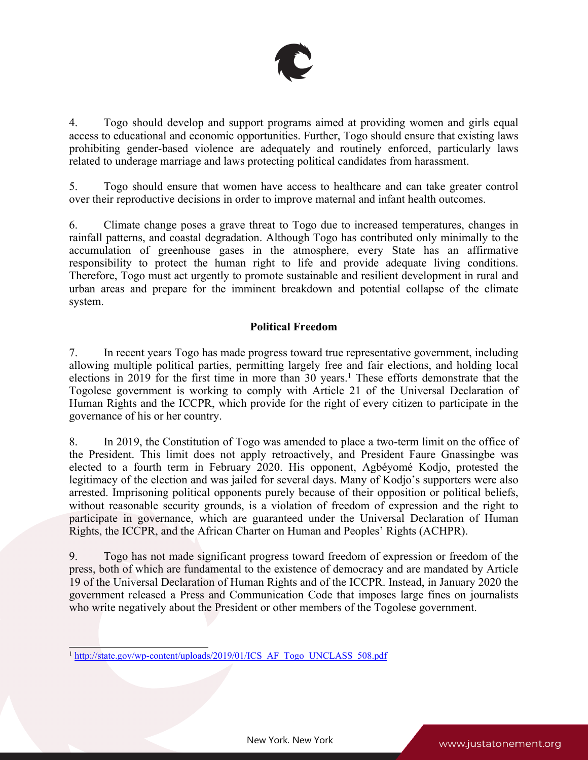4. Togo should develop and support programs aimed at providing women and girls equal access to educational and economic opportunities. Further, Togo should ensure that existing laws prohibiting gender-based violence are adequately and routinely enforced, particularly laws related to underage marriage and laws protecting political candidates from harassment.

5. Togo should ensure that women have access to healthcare and can take greater control over their reproductive decisions in order to improve maternal and infant health outcomes.

6. Climate change poses a grave threat to Togo due to increased temperatures, changes in rainfall patterns, and coastal degradation. Although Togo has contributed only minimally to the accumulation of greenhouse gases in the atmosphere, every State has an affirmative responsibility to protect the human right to life and provide adequate living conditions. Therefore, Togo must act urgently to promote sustainable and resilient development in rural and urban areas and prepare for the imminent breakdown and potential collapse of the climate system.

**Political Freedom**

7. In recent years Togo has made progress toward true representative government, including allowing multiple political parties, permitting largely free and fair elections, and holding local elections in 2019 for the first time in more than 30 years.[1] These efforts demonstrate that the Togolese government is working to comply with Article 21 of the Universal Declaration of Human Rights and the ICCPR, which provide for the right of every citizen to participate in the governance of his or her country.

8. In 2019, the Constitution of Togo was amended to place a two-term limit on the office of the President. This limit does not apply retroactively, and President Faure Gnassingbe was elected to a fourth term in February 2020. His opponent, Agbéyomé Kodjo, protested the legitimacy of the election and was jailed for several days. Many of Kodjo's supporters were also arrested. Imprisoning political opponents purely because of their opposition or political beliefs, without reasonable security grounds, is a violation of freedom of expression and the right to participate in governance, which are guaranteed under the Universal Declaration of Human Rights, the ICCPR, and the African Charter on Human and Peoples' Rights (ACHPR).

9. Togo has not made significant progress toward freedom of expression or freedom of the press, both of which are fundamental to the existence of democracy and are mandated by Article 19 of the Universal Declaration of Human Rights and of the ICCPR. Instead, in January 2020 the government released a Press and Communication Code that imposes large fines on journalists who write negatively about the President or other members of the Togolese government.

---

[1] http://state.gov/wp-content/uploads/2019/01/ICS_AF_Togo_UNCLASS_508.pdf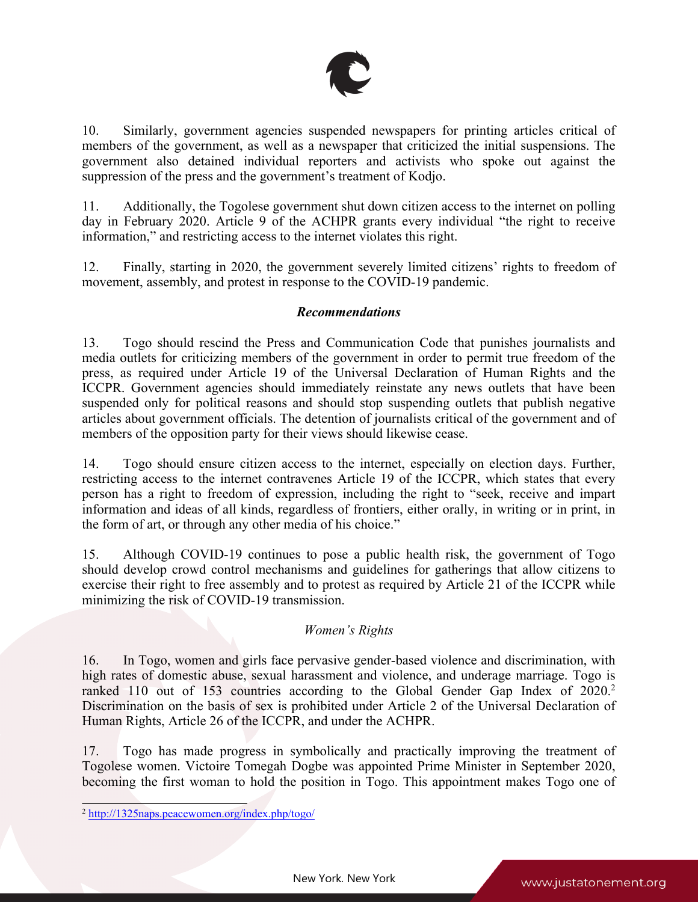10. Similarly, government agencies suspended newspapers for printing articles critical of members of the government, as well as a newspaper that criticized the initial suspensions. The government also detained individual reporters and activists who spoke out against the suppression of the press and the government's treatment of Kodjo.

11. Additionally, the Togolese government shut down citizen access to the internet on polling day in February 2020. Article 9 of the ACHPR grants every individual "the right to receive information," and restricting access to the internet violates this right.

12. Finally, starting in 2020, the government severely limited citizens' rights to freedom of movement, assembly, and protest in response to the COVID-19 pandemic.

### ***Recommendations***

13. Togo should rescind the Press and Communication Code that punishes journalists and media outlets for criticizing members of the government in order to permit true freedom of the press, as required under Article 19 of the Universal Declaration of Human Rights and the ICCPR. Government agencies should immediately reinstate any news outlets that have been suspended only for political reasons and should stop suspending outlets that publish negative articles about government officials. The detention of journalists critical of the government and of members of the opposition party for their views should likewise cease.

14. Togo should ensure citizen access to the internet, especially on election days. Further, restricting access to the internet contravenes Article 19 of the ICCPR, which states that every person has a right to freedom of expression, including the right to "seek, receive and impart information and ideas of all kinds, regardless of frontiers, either orally, in writing or in print, in the form of art, or through any other media of his choice."

15. Although COVID-19 continues to pose a public health risk, the government of Togo should develop crowd control mechanisms and guidelines for gatherings that allow citizens to exercise their right to free assembly and to protest as required by Article 21 of the ICCPR while minimizing the risk of COVID-19 transmission.

### *Women's Rights*

16. In Togo, women and girls face pervasive gender-based violence and discrimination, with high rates of domestic abuse, sexual harassment and violence, and underage marriage. Togo is ranked 110 out of 153 countries according to the Global Gender Gap Index of 2020.[2] Discrimination on the basis of sex is prohibited under Article 2 of the Universal Declaration of Human Rights, Article 26 of the ICCPR, and under the ACHPR.

17. Togo has made progress in symbolically and practically improving the treatment of Togolese women. Victoire Tomegah Dogbe was appointed Prime Minister in September 2020, becoming the first woman to hold the position in Togo. This appointment makes Togo one of

---

[2] http://1325naps.peacewomen.org/index.php/togo/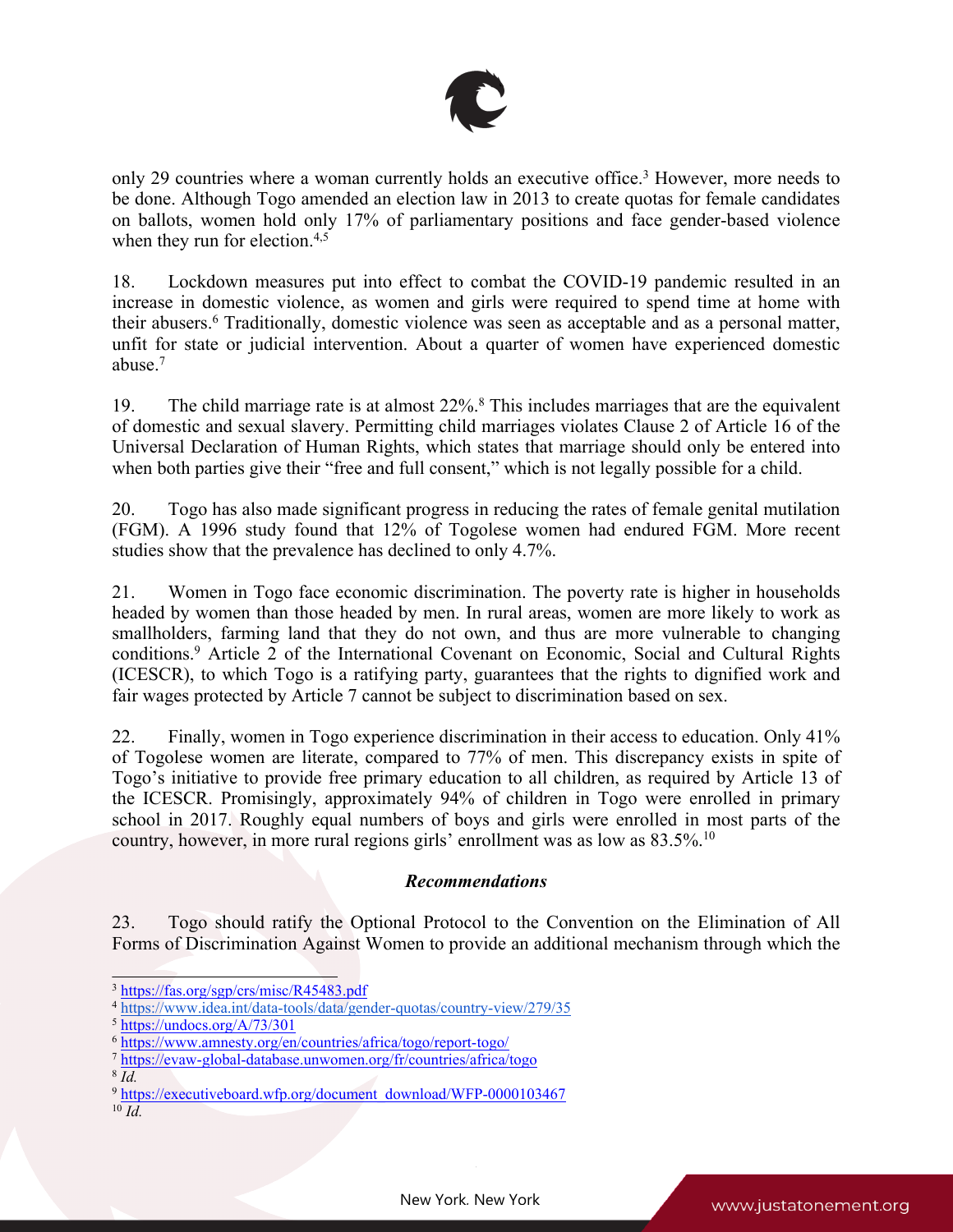only 29 countries where a woman currently holds an executive office.[3] However, more needs to be done. Although Togo amended an election law in 2013 to create quotas for female candidates on ballots, women hold only 17% of parliamentary positions and face gender-based violence when they run for election.[4,5]

18. Lockdown measures put into effect to combat the COVID-19 pandemic resulted in an increase in domestic violence, as women and girls were required to spend time at home with their abusers.[6] Traditionally, domestic violence was seen as acceptable and as a personal matter, unfit for state or judicial intervention. About a quarter of women have experienced domestic abuse.[7]

19. The child marriage rate is at almost 22%.[8] This includes marriages that are the equivalent of domestic and sexual slavery. Permitting child marriages violates Clause 2 of Article 16 of the Universal Declaration of Human Rights, which states that marriage should only be entered into when both parties give their "free and full consent," which is not legally possible for a child.

20. Togo has also made significant progress in reducing the rates of female genital mutilation (FGM). A 1996 study found that 12% of Togolese women had endured FGM. More recent studies show that the prevalence has declined to only 4.7%.

21. Women in Togo face economic discrimination. The poverty rate is higher in households headed by women than those headed by men. In rural areas, women are more likely to work as smallholders, farming land that they do not own, and thus are more vulnerable to changing conditions.[9] Article 2 of the International Covenant on Economic, Social and Cultural Rights (ICESCR), to which Togo is a ratifying party, guarantees that the rights to dignified work and fair wages protected by Article 7 cannot be subject to discrimination based on sex.

22. Finally, women in Togo experience discrimination in their access to education. Only 41% of Togolese women are literate, compared to 77% of men. This discrepancy exists in spite of Togo's initiative to provide free primary education to all children, as required by Article 13 of the ICESCR. Promisingly, approximately 94% of children in Togo were enrolled in primary school in 2017. Roughly equal numbers of boys and girls were enrolled in most parts of the country, however, in more rural regions girls' enrollment was as low as 83.5%.[10]

***Recommendations***

23. Togo should ratify the Optional Protocol to the Convention on the Elimination of All Forms of Discrimination Against Women to provide an additional mechanism through which the

---

[3] https://fas.org/sgp/crs/misc/R45483.pdf

[4] https://www.idea.int/data-tools/data/gender-quotas/country-view/279/35

[5] https://undocs.org/A/73/301

[6] https://www.amnesty.org/en/countries/africa/togo/report-togo/

[7] https://evaw-global-database.unwomen.org/fr/countries/africa/togo

[8] *Id.*

[9] https://executiveboard.wfp.org/document_download/WFP-0000103467

[10] *Id.*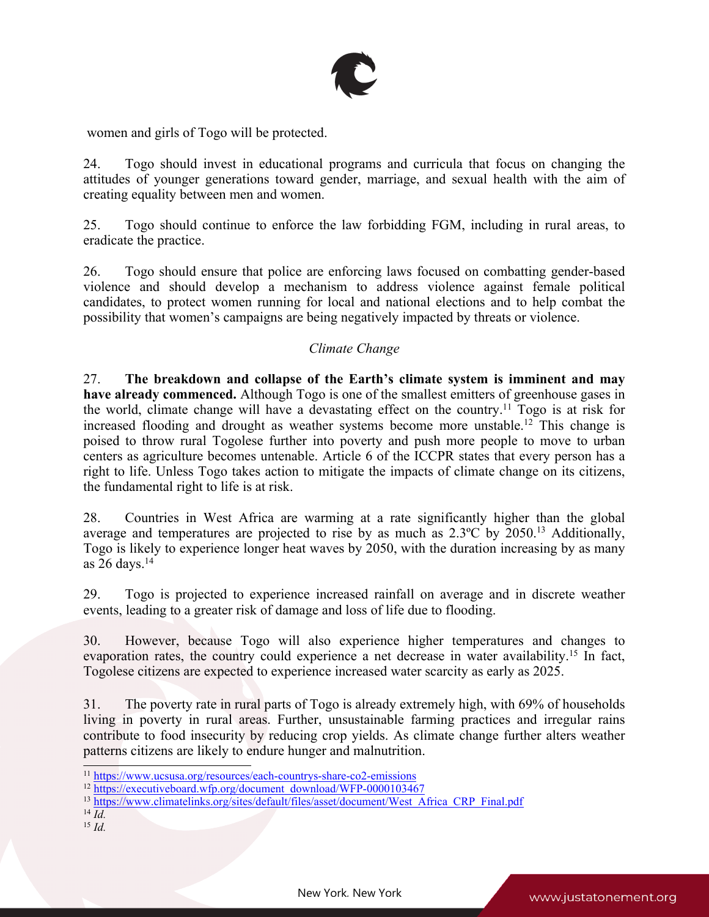women and girls of Togo will be protected.

24. Togo should invest in educational programs and curricula that focus on changing the attitudes of younger generations toward gender, marriage, and sexual health with the aim of creating equality between men and women.

25. Togo should continue to enforce the law forbidding FGM, including in rural areas, to eradicate the practice.

26. Togo should ensure that police are enforcing laws focused on combatting gender-based violence and should develop a mechanism to address violence against female political candidates, to protect women running for local and national elections and to help combat the possibility that women's campaigns are being negatively impacted by threats or violence.

*Climate Change*

27. **The breakdown and collapse of the Earth's climate system is imminent and may have already commenced.** Although Togo is one of the smallest emitters of greenhouse gases in the world, climate change will have a devastating effect on the country.[11] Togo is at risk for increased flooding and drought as weather systems become more unstable.[12] This change is poised to throw rural Togolese further into poverty and push more people to move to urban centers as agriculture becomes untenable. Article 6 of the ICCPR states that every person has a right to life. Unless Togo takes action to mitigate the impacts of climate change on its citizens, the fundamental right to life is at risk.

28. Countries in West Africa are warming at a rate significantly higher than the global average and temperatures are projected to rise by as much as 2.3ºC by 2050.[13] Additionally, Togo is likely to experience longer heat waves by 2050, with the duration increasing by as many as 26 days.[14]

29. Togo is projected to experience increased rainfall on average and in discrete weather events, leading to a greater risk of damage and loss of life due to flooding.

30. However, because Togo will also experience higher temperatures and changes to evaporation rates, the country could experience a net decrease in water availability.[15] In fact, Togolese citizens are expected to experience increased water scarcity as early as 2025.

31. The poverty rate in rural parts of Togo is already extremely high, with 69% of households living in poverty in rural areas. Further, unsustainable farming practices and irregular rains contribute to food insecurity by reducing crop yields. As climate change further alters weather patterns citizens are likely to endure hunger and malnutrition.

---

[11] https://www.ucsusa.org/resources/each-countrys-share-co2-emissions

[12] https://executiveboard.wfp.org/document_download/WFP-0000103467

[13] https://www.climatelinks.org/sites/default/files/asset/document/West_Africa_CRP_Final.pdf

[14] *Id.*

[15] *Id.*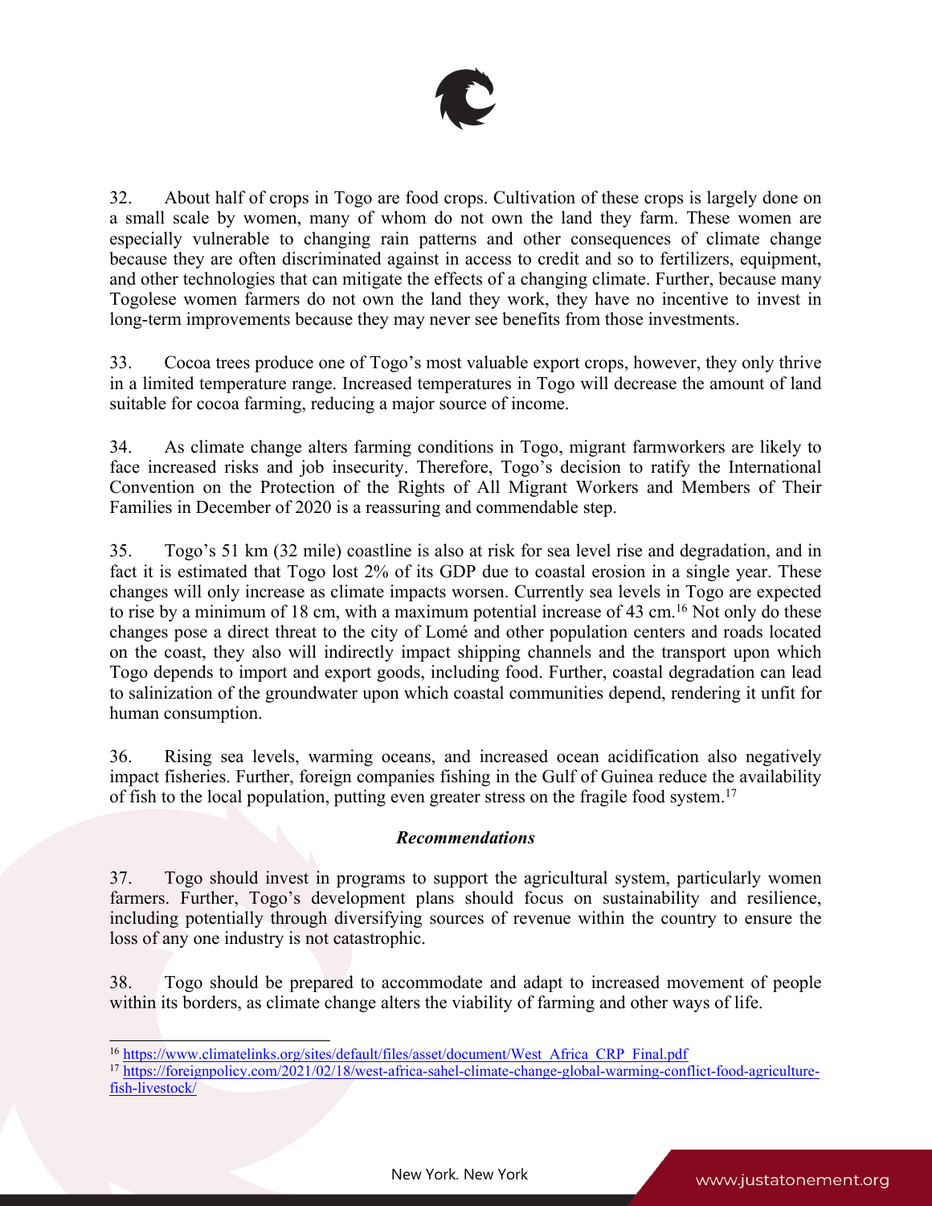32. About half of crops in Togo are food crops. Cultivation of these crops is largely done on a small scale by women, many of whom do not own the land they farm. These women are especially vulnerable to changing rain patterns and other consequences of climate change because they are often discriminated against in access to credit and so to fertilizers, equipment, and other technologies that can mitigate the effects of a changing climate. Further, because many Togolese women farmers do not own the land they work, they have no incentive to invest in long-term improvements because they may never see benefits from those investments.

33. Cocoa trees produce one of Togo's most valuable export crops, however, they only thrive in a limited temperature range. Increased temperatures in Togo will decrease the amount of land suitable for cocoa farming, reducing a major source of income.

34. As climate change alters farming conditions in Togo, migrant farmworkers are likely to face increased risks and job insecurity. Therefore, Togo's decision to ratify the International Convention on the Protection of the Rights of All Migrant Workers and Members of Their Families in December of 2020 is a reassuring and commendable step.

35. Togo's 51 km (32 mile) coastline is also at risk for sea level rise and degradation, and in fact it is estimated that Togo lost 2% of its GDP due to coastal erosion in a single year. These changes will only increase as climate impacts worsen. Currently sea levels in Togo are expected to rise by a minimum of 18 cm, with a maximum potential increase of 43 cm.[16] Not only do these changes pose a direct threat to the city of Lomé and other population centers and roads located on the coast, they also will indirectly impact shipping channels and the transport upon which Togo depends to import and export goods, including food. Further, coastal degradation can lead to salinization of the groundwater upon which coastal communities depend, rendering it unfit for human consumption.

36. Rising sea levels, warming oceans, and increased ocean acidification also negatively impact fisheries. Further, foreign companies fishing in the Gulf of Guinea reduce the availability of fish to the local population, putting even greater stress on the fragile food system.[17]

***Recommendations***

37. Togo should invest in programs to support the agricultural system, particularly women farmers. Further, Togo's development plans should focus on sustainability and resilience, including potentially through diversifying sources of revenue within the country to ensure the loss of any one industry is not catastrophic.

38. Togo should be prepared to accommodate and adapt to increased movement of people within its borders, as climate change alters the viability of farming and other ways of life.

---

[16] https://www.climatelinks.org/sites/default/files/asset/document/West_Africa_CRP_Final.pdf

[17] https://foreignpolicy.com/2021/02/18/west-africa-sahel-climate-change-global-warming-conflict-food-agriculture-fish-livestock/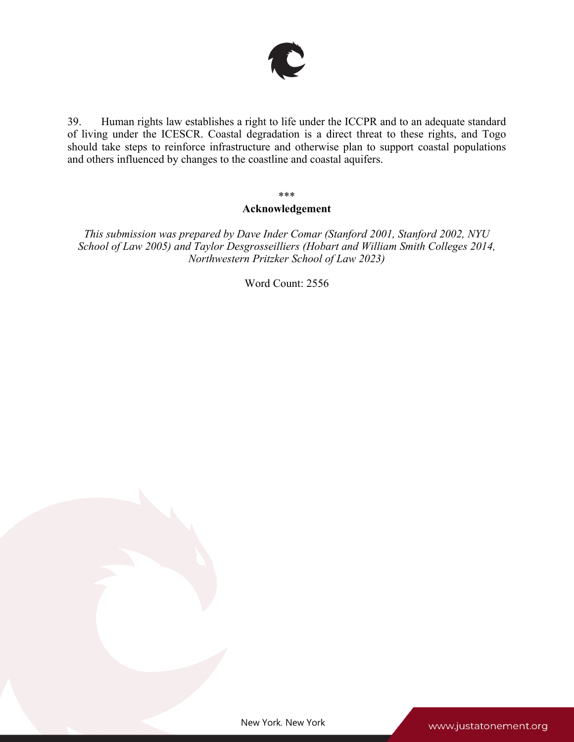39. Human rights law establishes a right to life under the ICCPR and to an adequate standard of living under the ICESCR. Coastal degradation is a direct threat to these rights, and Togo should take steps to reinforce infrastructure and otherwise plan to support coastal populations and others influenced by changes to the coastline and coastal aquifers.

\*\*\*

**Acknowledgement**

*This submission was prepared by Dave Inder Comar (Stanford 2001, Stanford 2002, NYU School of Law 2005) and Taylor Desgrosseilliers (Hobart and William Smith Colleges 2014, Northwestern Pritzker School of Law 2023)*

Word Count: 2556